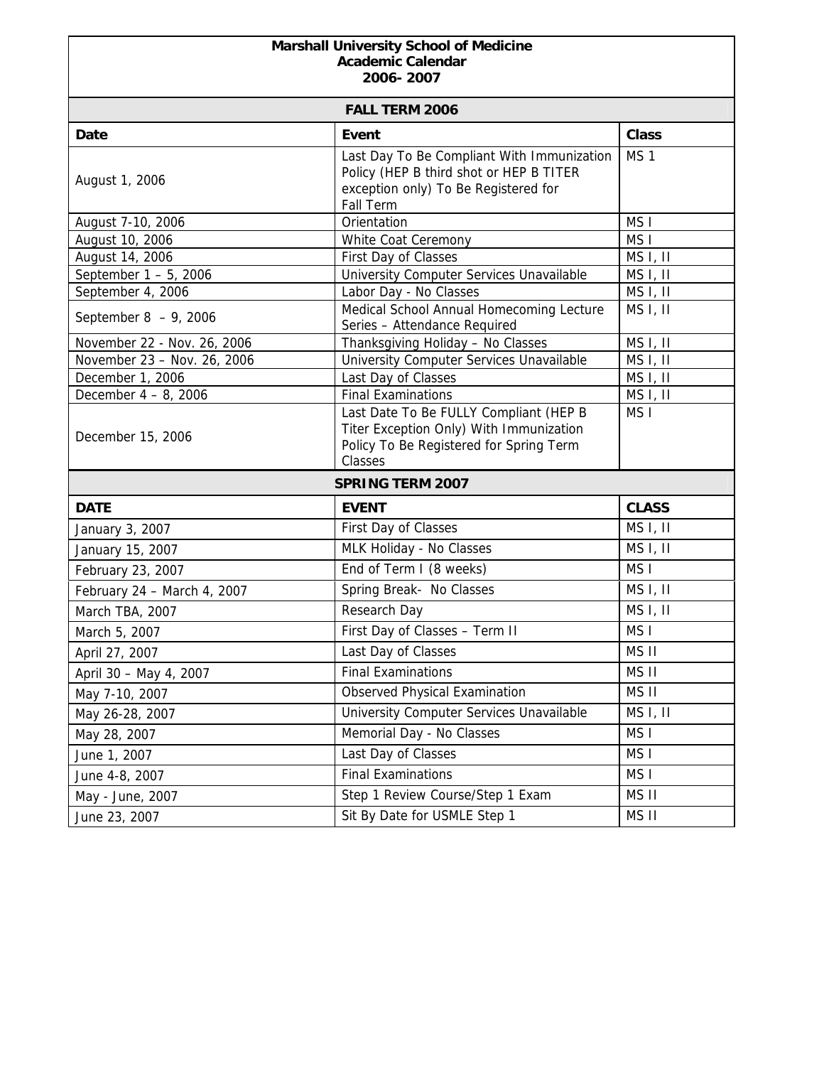# Marshall University School of Medicine
## Academic Calendar
## 2006- 2007

### FALL TERM 2006

| Date | Event | Class |
|---|---|---|
| August 1, 2006 | Last Day To Be Compliant With Immunization Policy (HEP B third shot or HEP B TITER exception only) To Be Registered for Fall Term | MS 1 |
| August 7-10, 2006 | Orientation | MS I |
| August 10, 2006 | White Coat Ceremony | MS I |
| August 14, 2006 | First Day of Classes | MS I, II |
| September 1 – 5, 2006 | University Computer Services Unavailable | MS I, II |
| September 4, 2006 | Labor Day - No Classes | MS I, II |
| September 8 – 9, 2006 | Medical School Annual Homecoming Lecture Series – Attendance Required | MS I, II |
| November 22 - Nov. 26, 2006 | Thanksgiving Holiday – No Classes | MS I, II |
| November 23 – Nov. 26, 2006 | University Computer Services Unavailable | MS I, II |
| December 1, 2006 | Last Day of Classes | MS I, II |
| December 4 – 8, 2006 | Final Examinations | MS I, II |
| December 15, 2006 | Last Date To Be FULLY Compliant (HEP B Titer Exception Only) With Immunization Policy To Be Registered for Spring Term Classes | MS I |

### SPRING TERM 2007

| DATE | EVENT | CLASS |
|---|---|---|
| January 3, 2007 | First Day of Classes | MS I, II |
| January 15, 2007 | MLK Holiday - No Classes | MS I, II |
| February 23, 2007 | End of Term I (8 weeks) | MS I |
| February 24 – March 4, 2007 | Spring Break- No Classes | MS I, II |
| March TBA, 2007 | Research Day | MS I, II |
| March 5, 2007 | First Day of Classes – Term II | MS I |
| April 27, 2007 | Last Day of Classes | MS II |
| April 30 – May 4, 2007 | Final Examinations | MS II |
| May 7-10, 2007 | Observed Physical Examination | MS II |
| May 26-28, 2007 | University Computer Services Unavailable | MS I, II |
| May 28, 2007 | Memorial Day - No Classes | MS I |
| June 1, 2007 | Last Day of Classes | MS I |
| June 4-8, 2007 | Final Examinations | MS I |
| May - June, 2007 | Step 1 Review Course/Step 1 Exam | MS II |
| June 23, 2007 | Sit By Date for USMLE Step 1 | MS II |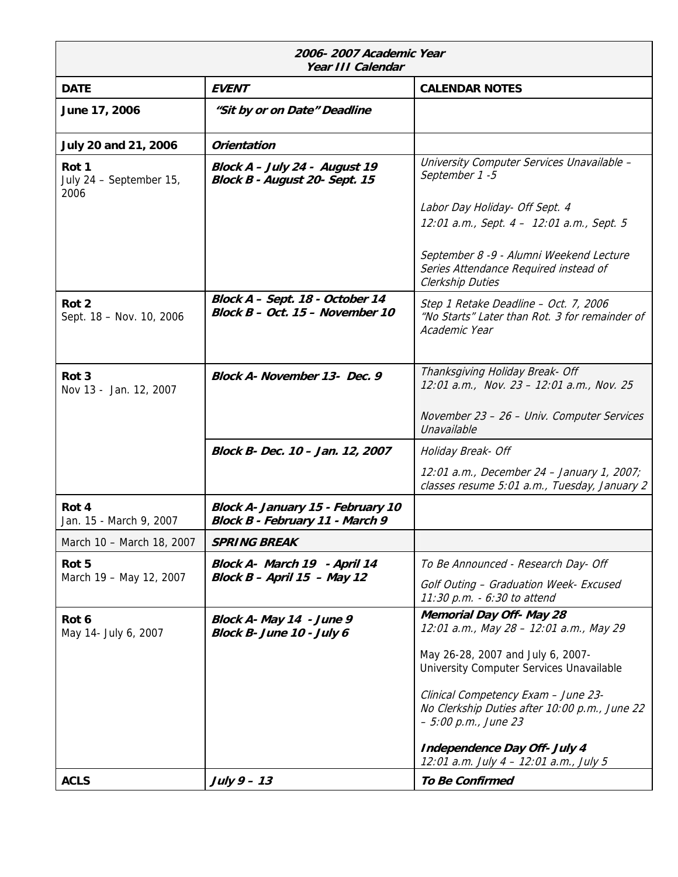| ***2006- 2007 Academic Year*** ***Year III Calendar*** | | |
|---|---|---|
| **DATE** | ***EVENT*** | **CALENDAR NOTES** |
| **June 17, 2006** | ***"Sit by or on Date" Deadline*** | |
| **July 20 and 21, 2006** | ***Orientation*** | |
| **Rot 1** July 24 – September 15, 2006 | ***Block A – July 24 - August 19*** ***Block B - August 20- Sept. 15*** | *University Computer Services Unavailable – September 1 -5* *Labor Day Holiday- Off Sept. 4* *12:01 a.m., Sept. 4 – 12:01 a.m., Sept. 5* *September 8 -9 - Alumni Weekend Lecture Series Attendance Required instead of Clerkship Duties* |
| **Rot 2** Sept. 18 – Nov. 10, 2006 | ***Block A – Sept. 18 - October 14*** ***Block B – Oct. 15 – November 10*** | *Step 1 Retake Deadline – Oct. 7, 2006* *"No Starts" Later than Rot. 3 for remainder of Academic Year* |
| **Rot 3** Nov 13 - Jan. 12, 2007 | ***Block A- November 13- Dec. 9*** | *Thanksgiving Holiday Break- Off* *12:01 a.m., Nov. 23 – 12:01 a.m., Nov. 25* *November 23 – 26 – Univ. Computer Services Unavailable* |
| | ***Block B- Dec. 10 – Jan. 12, 2007*** | *Holiday Break- Off* *12:01 a.m., December 24 – January 1, 2007; classes resume 5:01 a.m., Tuesday, January 2* |
| **Rot 4** Jan. 15 - March 9, 2007 | ***Block A- January 15 - February 10*** ***Block B - February 11 - March 9*** | |
| March 10 – March 18, 2007 | ***SPRING BREAK*** | |
| **Rot 5** March 19 – May 12, 2007 | ***Block A- March 19 - April 14*** ***Block B – April 15 - May 12*** | *To Be Announced - Research Day- Off* *Golf Outing – Graduation Week- Excused 11:30 p.m. - 6:30 to attend* |
| **Rot 6** May 14- July 6, 2007 | ***Block A- May 14 - June 9*** ***Block B- June 10 - July 6*** | ***Memorial Day Off- May 28*** *12:01 a.m., May 28 – 12:01 a.m., May 29* May 26-28, 2007 and July 6, 2007- University Computer Services Unavailable *Clinical Competency Exam – June 23- No Clerkship Duties after 10:00 p.m., June 22 – 5:00 p.m., June 23* ***Independence Day Off- July 4*** *12:01 a.m. July 4 – 12:01 a.m., July 5* |
| **ACLS** | ***July 9 – 13*** | ***To Be Confirmed*** |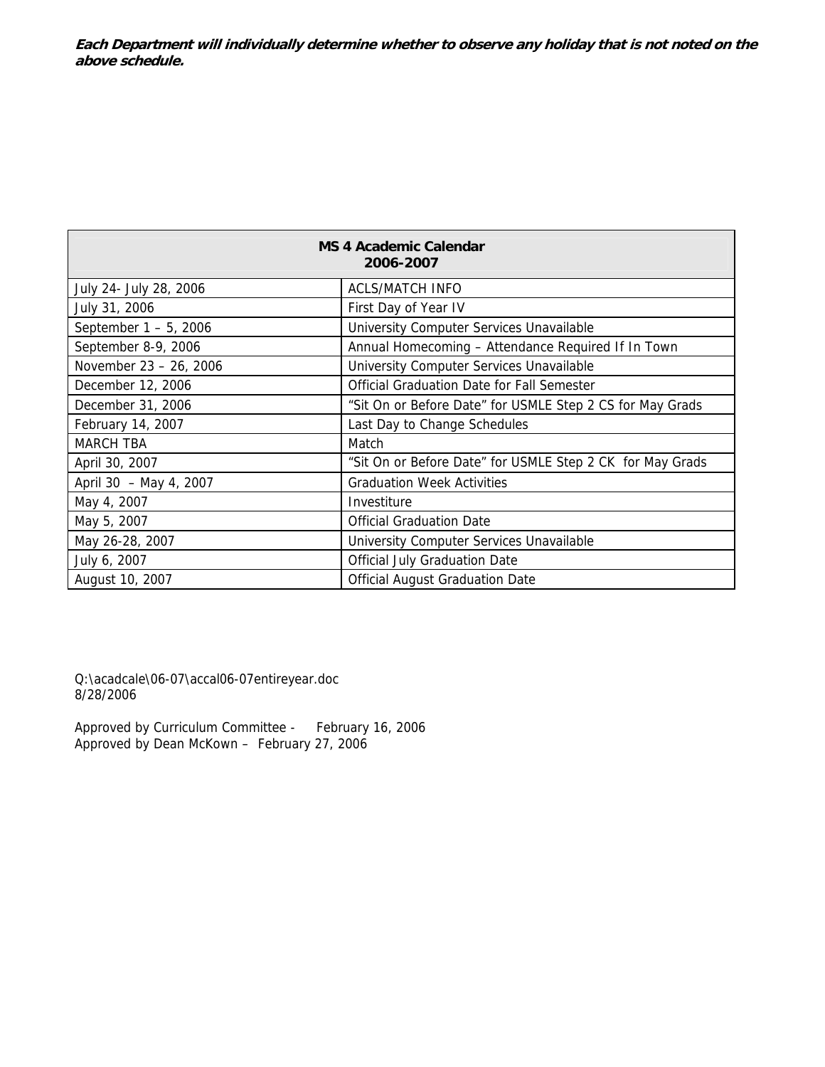***Each Department will individually determine whether to observe any holiday that is not noted on the above schedule.***

| MS 4 Academic Calendar 2006-2007 | |
|---|---|
| July 24- July 28, 2006 | ACLS/MATCH INFO |
| July 31, 2006 | First Day of Year IV |
| September 1 – 5, 2006 | University Computer Services Unavailable |
| September 8-9, 2006 | Annual Homecoming – Attendance Required If In Town |
| November 23 – 26, 2006 | University Computer Services Unavailable |
| December 12, 2006 | Official Graduation Date for Fall Semester |
| December 31, 2006 | "Sit On or Before Date" for USMLE Step 2 CS for May Grads |
| February 14, 2007 | Last Day to Change Schedules |
| MARCH TBA | Match |
| April 30, 2007 | "Sit On or Before Date" for USMLE Step 2 CK for May Grads |
| April 30 – May 4, 2007 | Graduation Week Activities |
| May 4, 2007 | Investiture |
| May 5, 2007 | Official Graduation Date |
| May 26-28, 2007 | University Computer Services Unavailable |
| July 6, 2007 | Official July Graduation Date |
| August 10, 2007 | Official August Graduation Date |

Q:\acadcale\06-07\accal06-07entireyear.doc
8/28/2006

Approved by Curriculum Committee - February 16, 2006
Approved by Dean McKown – February 27, 2006